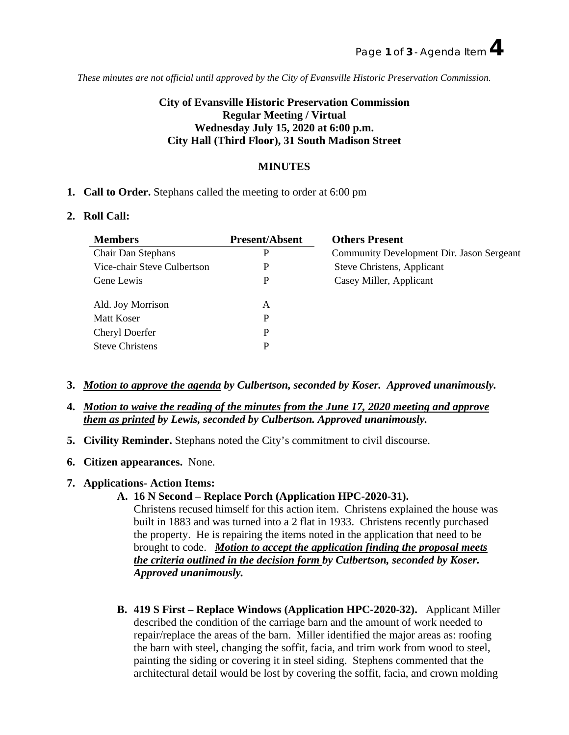*These minutes are not official until approved by the City of Evansville Historic Preservation Commission.*

**City of Evansville Historic Preservation Commission**
**Regular Meeting / Virtual**
**Wednesday July 15, 2020 at 6:00 p.m.**
**City Hall (Third Floor), 31 South Madison Street**

**MINUTES**

1. **Call to Order.** Stephans called the meeting to order at 6:00 pm

2. **Roll Call:**

| Members | Present/Absent | Others Present |
|---|---|---|
| Chair Dan Stephans | P | Community Development Dir. Jason Sergeant |
| Vice-chair Steve Culbertson | P | Steve Christens, Applicant |
| Gene Lewis | P | Casey Miller, Applicant |
| Ald. Joy Morrison | A | |
| Matt Koser | P | |
| Cheryl Doerfer | P | |
| Steve Christens | P | |

3. ***Motion to approve the agenda by Culbertson, seconded by Koser. Approved unanimously.***

4. ***Motion to waive the reading of the minutes from the June 17, 2020 meeting and approve them as printed by Lewis, seconded by Culbertson. Approved unanimously.***

5. **Civility Reminder.** Stephans noted the City's commitment to civil discourse.

6. **Citizen appearances.** None.

7. **Applications- Action Items:**

   **A. 16 N Second – Replace Porch (Application HPC-2020-31).**
   Christens recused himself for this action item. Christens explained the house was built in 1883 and was turned into a 2 flat in 1933. Christens recently purchased the property. He is repairing the items noted in the application that need to be brought to code. ***Motion to accept the application finding the proposal meets the criteria outlined in the decision form by Culbertson, seconded by Koser. Approved unanimously.***

   **B. 419 S First – Replace Windows (Application HPC-2020-32).** Applicant Miller described the condition of the carriage barn and the amount of work needed to repair/replace the areas of the barn. Miller identified the major areas as: roofing the barn with steel, changing the soffit, facia, and trim work from wood to steel, painting the siding or covering it in steel siding. Stephens commented that the architectural detail would be lost by covering the soffit, facia, and crown molding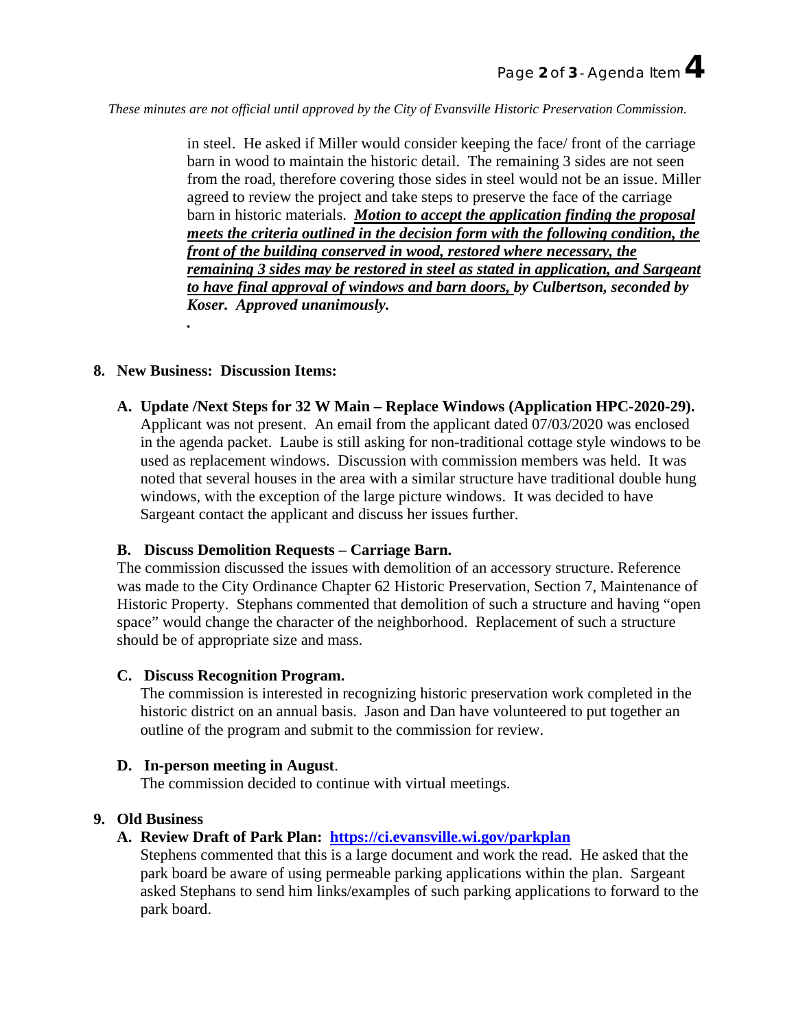*These minutes are not official until approved by the City of Evansville Historic Preservation Commission.*

in steel. He asked if Miller would consider keeping the face/ front of the carriage barn in wood to maintain the historic detail. The remaining 3 sides are not seen from the road, therefore covering those sides in steel would not be an issue. Miller agreed to review the project and take steps to preserve the face of the carriage barn in historic materials. ***Motion to accept the application finding the proposal meets the criteria outlined in the decision form with the following condition, the front of the building conserved in wood, restored where necessary, the remaining 3 sides may be restored in steel as stated in application, and Sargeant to have final approval of windows and barn doors, by Culbertson, seconded by Koser. Approved unanimously.***

.

**8. New Business: Discussion Items:**

**A. Update /Next Steps for 32 W Main – Replace Windows (Application HPC-2020-29).** Applicant was not present. An email from the applicant dated 07/03/2020 was enclosed in the agenda packet. Laube is still asking for non-traditional cottage style windows to be used as replacement windows. Discussion with commission members was held. It was noted that several houses in the area with a similar structure have traditional double hung windows, with the exception of the large picture windows. It was decided to have Sargeant contact the applicant and discuss her issues further.

**B. Discuss Demolition Requests – Carriage Barn.**

The commission discussed the issues with demolition of an accessory structure. Reference was made to the City Ordinance Chapter 62 Historic Preservation, Section 7, Maintenance of Historic Property. Stephans commented that demolition of such a structure and having "open space" would change the character of the neighborhood. Replacement of such a structure should be of appropriate size and mass.

**C. Discuss Recognition Program.**

The commission is interested in recognizing historic preservation work completed in the historic district on an annual basis. Jason and Dan have volunteered to put together an outline of the program and submit to the commission for review.

**D. In-person meeting in August**.

The commission decided to continue with virtual meetings.

**9. Old Business**

**A. Review Draft of Park Plan: [https://ci.evansville.wi.gov/parkplan](https://ci.evansville.wi.gov/parkplan)**

Stephens commented that this is a large document and work the read. He asked that the park board be aware of using permeable parking applications within the plan. Sargeant asked Stephans to send him links/examples of such parking applications to forward to the park board.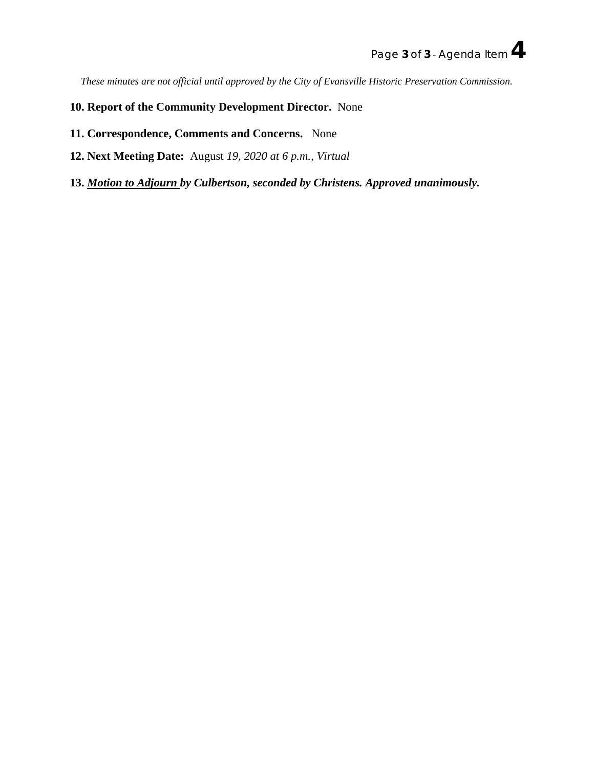*These minutes are not official until approved by the City of Evansville Historic Preservation Commission.*

**10. Report of the Community Development Director.** None

**11. Correspondence, Comments and Concerns.** None

**12. Next Meeting Date:** August *19, 2020 at 6 p.m., Virtual*

**13.** ***Motion to Adjourn by Culbertson, seconded by Christens. Approved unanimously.***